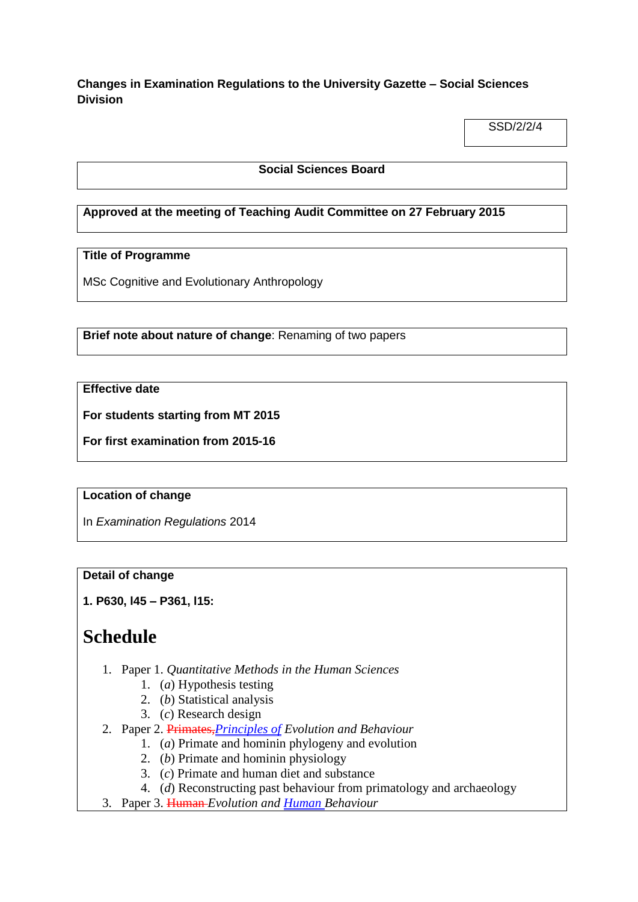**Changes in Examination Regulations to the University Gazette – Social Sciences Division**

SSD/2/2/4

**Social Sciences Board**

**Approved at the meeting of Teaching Audit Committee on 27 February 2015**

**Title of Programme**

MSc Cognitive and Evolutionary Anthropology

**Brief note about nature of change**: Renaming of two papers

**Effective date**

**For students starting from MT 2015**

**For first examination from 2015-16**

**Location of change**

In *Examination Regulations* 2014

**Detail of change**

**1. P630, l45 – P361, l15:**

# Schedule

1. Paper 1. *Quantitative Methods in the Human Sciences*
   1. (*a*) Hypothesis testing
   2. (*b*) Statistical analysis
   3. (*c*) Research design
2. Paper 2. ~~Primates,~~*Principles of Evolution and Behaviour*
   1. (*a*) Primate and hominin phylogeny and evolution
   2. (*b*) Primate and hominin physiology
   3. (*c*) Primate and human diet and substance
   4. (*d*) Reconstructing past behaviour from primatology and archaeology
3. Paper 3. ~~Human~~ *Evolution and Human Behaviour*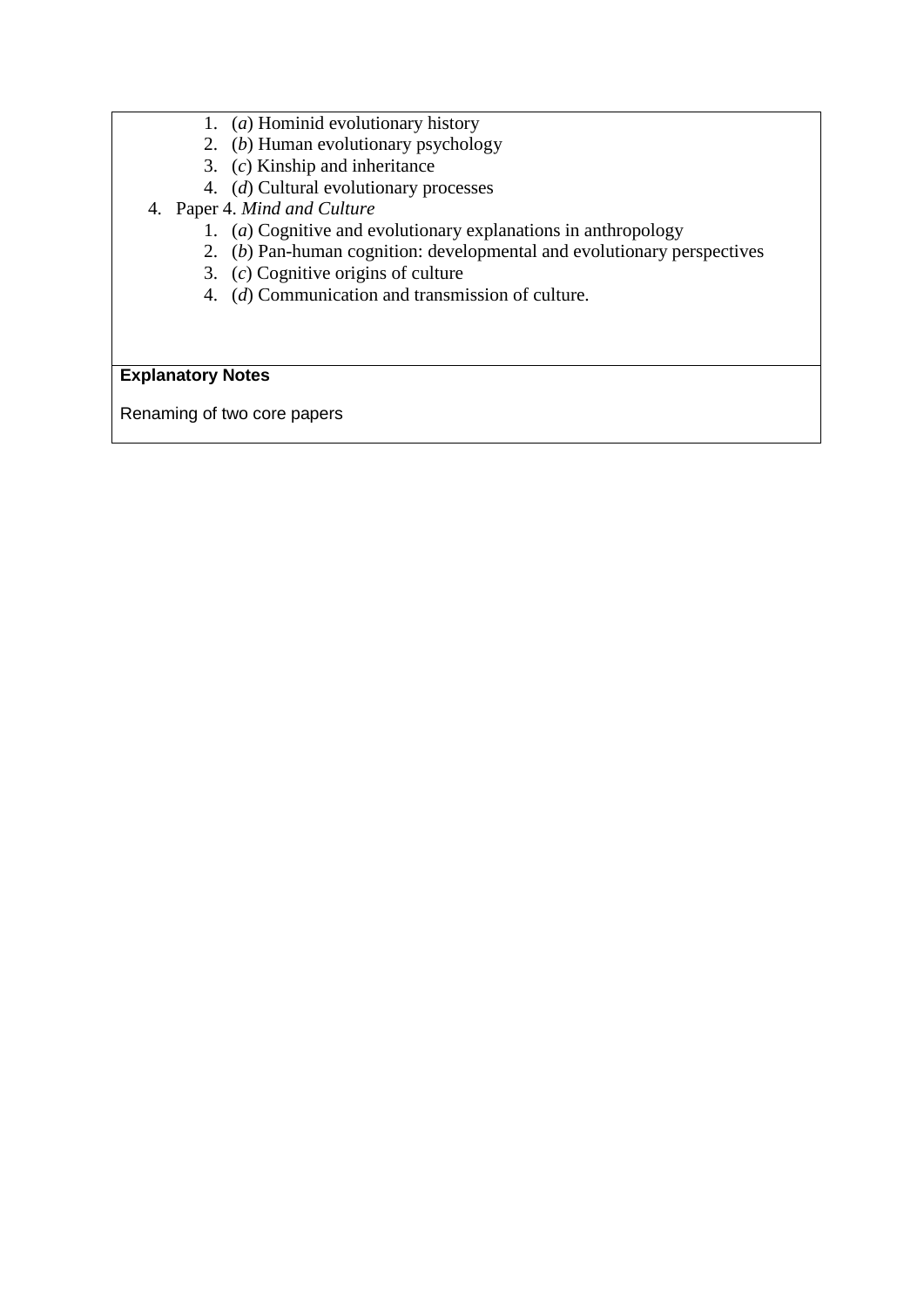1. (*a*) Hominid evolutionary history
    2. (*b*) Human evolutionary psychology
    3. (*c*) Kinship and inheritance
    4. (*d*) Cultural evolutionary processes

4. Paper 4. *Mind and Culture*
    1. (*a*) Cognitive and evolutionary explanations in anthropology
    2. (*b*) Pan-human cognition: developmental and evolutionary perspectives
    3. (*c*) Cognitive origins of culture
    4. (*d*) Communication and transmission of culture.

**Explanatory Notes**

Renaming of two core papers